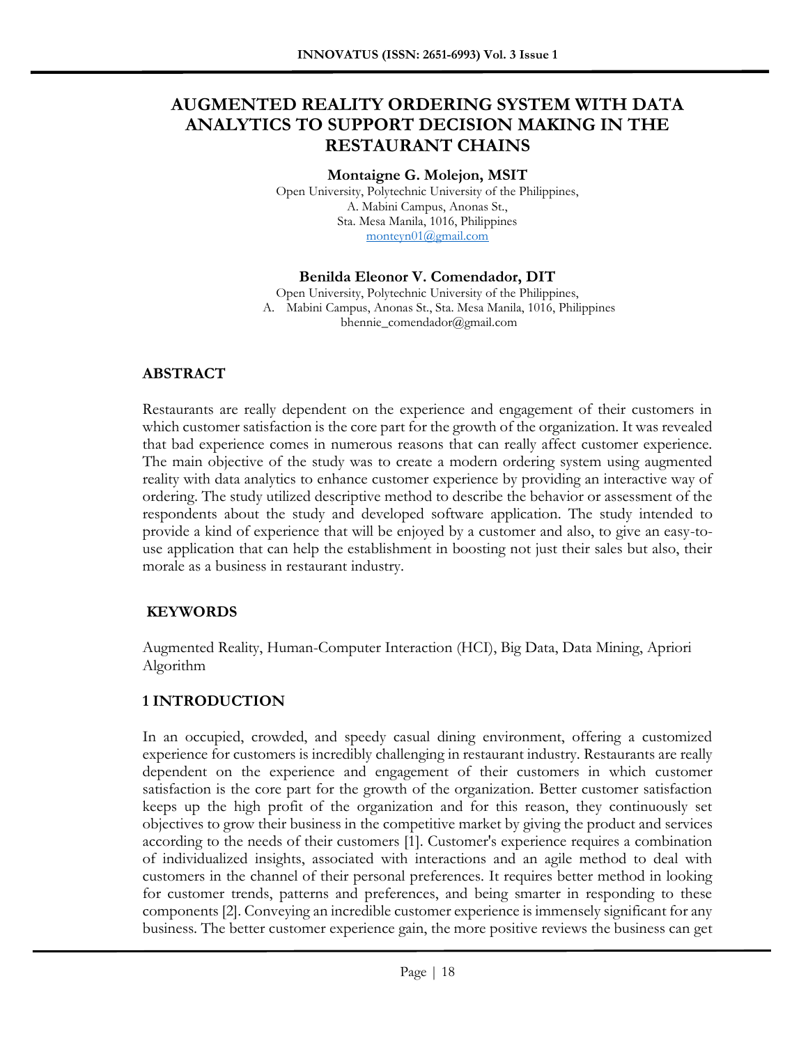# AUGMENTED REALITY ORDERING SYSTEM WITH DATA ANALYTICS TO SUPPORT DECISION MAKING IN THE RESTAURANT CHAINS

**Montaigne G. Molejon, MSIT**

Open University, Polytechnic University of the Philippines,
A. Mabini Campus, Anonas St.,
Sta. Mesa Manila, 1016, Philippines
monteyn01@gmail.com

**Benilda Eleonor V. Comendador, DIT**

Open University, Polytechnic University of the Philippines,
A. Mabini Campus, Anonas St., Sta. Mesa Manila, 1016, Philippines
bhennie_comendador@gmail.com

## ABSTRACT

Restaurants are really dependent on the experience and engagement of their customers in which customer satisfaction is the core part for the growth of the organization. It was revealed that bad experience comes in numerous reasons that can really affect customer experience. The main objective of the study was to create a modern ordering system using augmented reality with data analytics to enhance customer experience by providing an interactive way of ordering. The study utilized descriptive method to describe the behavior or assessment of the respondents about the study and developed software application. The study intended to provide a kind of experience that will be enjoyed by a customer and also, to give an easy-to-use application that can help the establishment in boosting not just their sales but also, their morale as a business in restaurant industry.

## KEYWORDS

Augmented Reality, Human-Computer Interaction (HCI), Big Data, Data Mining, Apriori Algorithm

## 1 INTRODUCTION

In an occupied, crowded, and speedy casual dining environment, offering a customized experience for customers is incredibly challenging in restaurant industry. Restaurants are really dependent on the experience and engagement of their customers in which customer satisfaction is the core part for the growth of the organization. Better customer satisfaction keeps up the high profit of the organization and for this reason, they continuously set objectives to grow their business in the competitive market by giving the product and services according to the needs of their customers [1]. Customer's experience requires a combination of individualized insights, associated with interactions and an agile method to deal with customers in the channel of their personal preferences. It requires better method in looking for customer trends, patterns and preferences, and being smarter in responding to these components [2]. Conveying an incredible customer experience is immensely significant for any business. The better customer experience gain, the more positive reviews the business can get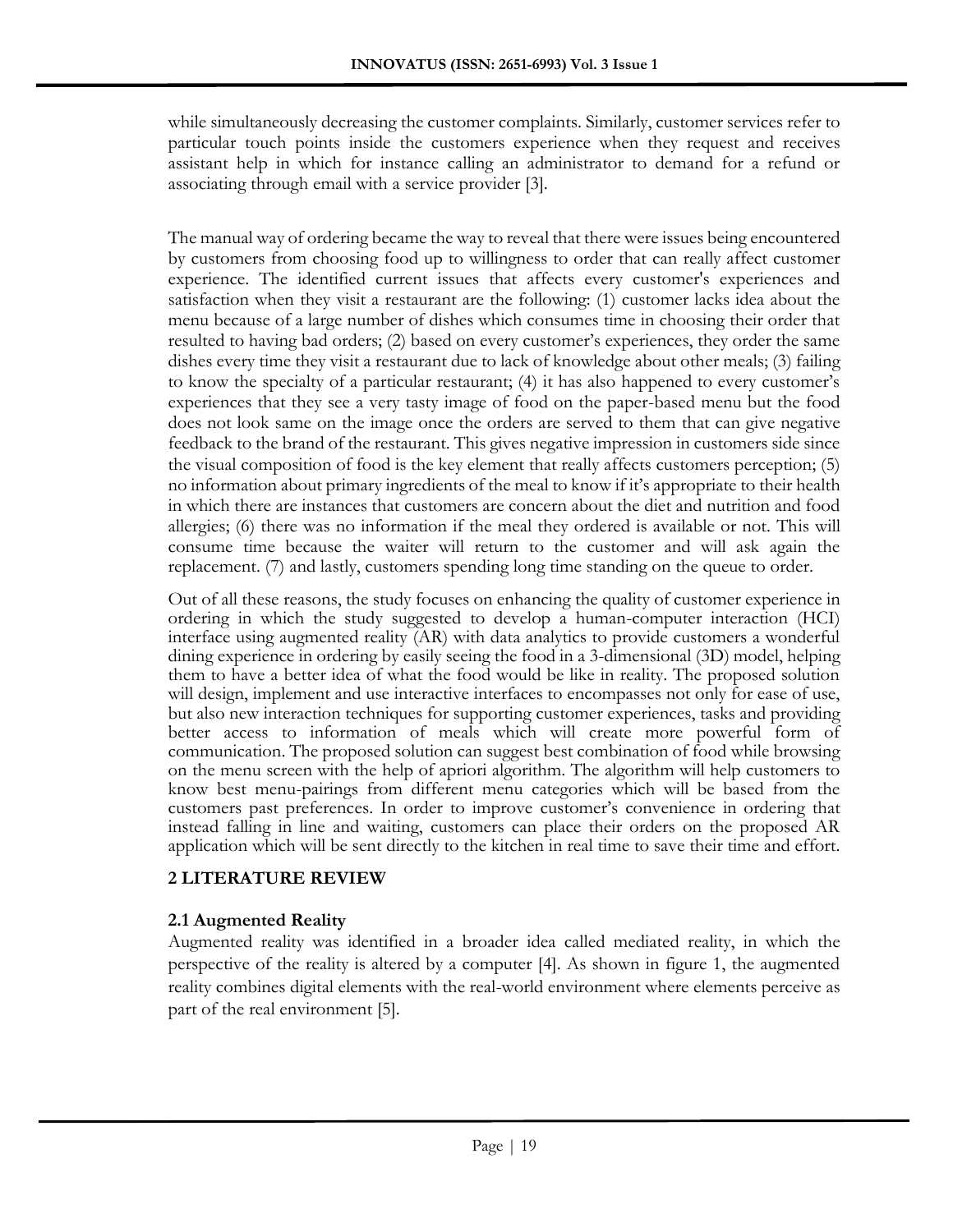while simultaneously decreasing the customer complaints. Similarly, customer services refer to particular touch points inside the customers experience when they request and receives assistant help in which for instance calling an administrator to demand for a refund or associating through email with a service provider [3].

The manual way of ordering became the way to reveal that there were issues being encountered by customers from choosing food up to willingness to order that can really affect customer experience. The identified current issues that affects every customer's experiences and satisfaction when they visit a restaurant are the following: (1) customer lacks idea about the menu because of a large number of dishes which consumes time in choosing their order that resulted to having bad orders; (2) based on every customer's experiences, they order the same dishes every time they visit a restaurant due to lack of knowledge about other meals; (3) failing to know the specialty of a particular restaurant; (4) it has also happened to every customer's experiences that they see a very tasty image of food on the paper-based menu but the food does not look same on the image once the orders are served to them that can give negative feedback to the brand of the restaurant. This gives negative impression in customers side since the visual composition of food is the key element that really affects customers perception; (5) no information about primary ingredients of the meal to know if it's appropriate to their health in which there are instances that customers are concern about the diet and nutrition and food allergies; (6) there was no information if the meal they ordered is available or not. This will consume time because the waiter will return to the customer and will ask again the replacement. (7) and lastly, customers spending long time standing on the queue to order.

Out of all these reasons, the study focuses on enhancing the quality of customer experience in ordering in which the study suggested to develop a human-computer interaction (HCI) interface using augmented reality (AR) with data analytics to provide customers a wonderful dining experience in ordering by easily seeing the food in a 3-dimensional (3D) model, helping them to have a better idea of what the food would be like in reality. The proposed solution will design, implement and use interactive interfaces to encompasses not only for ease of use, but also new interaction techniques for supporting customer experiences, tasks and providing better access to information of meals which will create more powerful form of communication. The proposed solution can suggest best combination of food while browsing on the menu screen with the help of apriori algorithm. The algorithm will help customers to know best menu-pairings from different menu categories which will be based from the customers past preferences. In order to improve customer's convenience in ordering that instead falling in line and waiting, customers can place their orders on the proposed AR application which will be sent directly to the kitchen in real time to save their time and effort.

## 2 LITERATURE REVIEW

### 2.1 Augmented Reality

Augmented reality was identified in a broader idea called mediated reality, in which the perspective of the reality is altered by a computer [4]. As shown in figure 1, the augmented reality combines digital elements with the real-world environment where elements perceive as part of the real environment [5].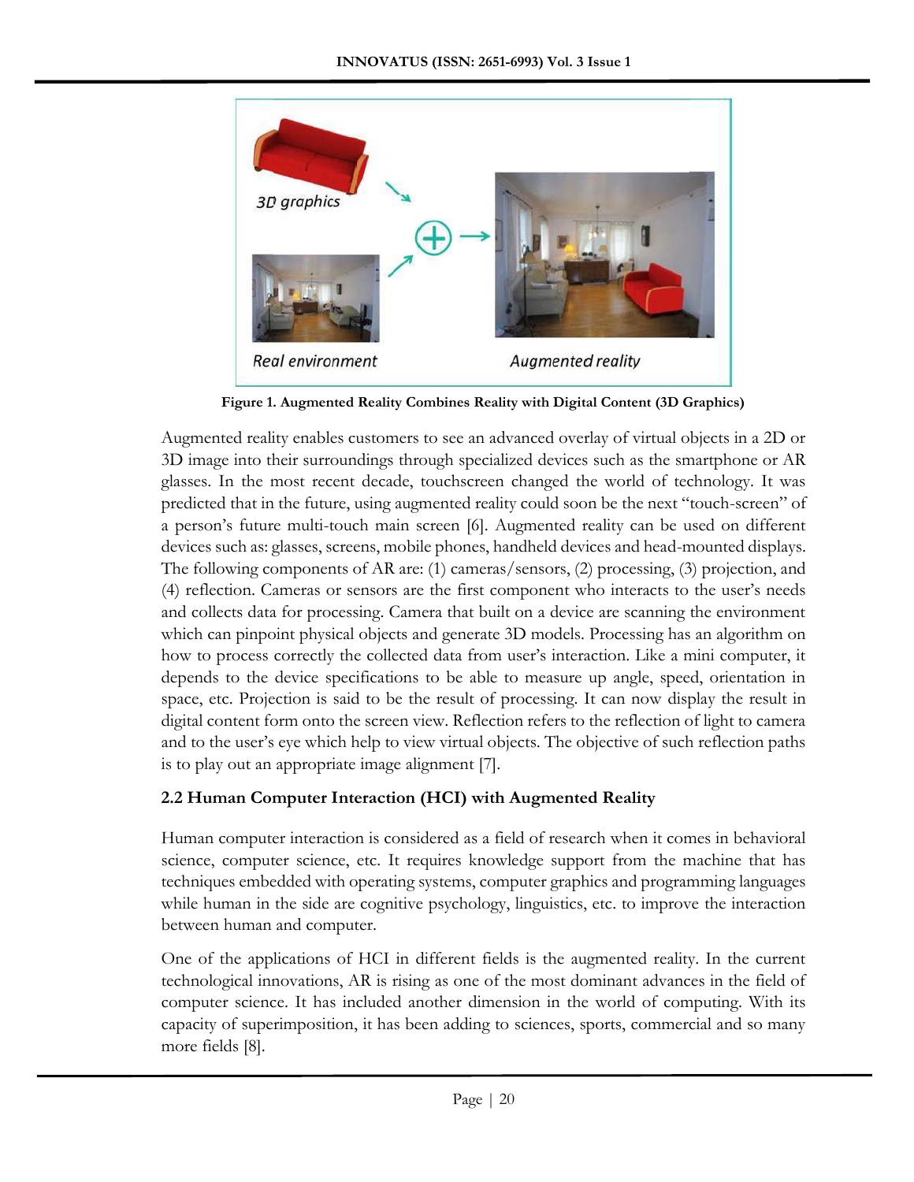Figure 1. Augmented Reality Combines Reality with Digital Content (3D Graphics)

Augmented reality enables customers to see an advanced overlay of virtual objects in a 2D or 3D image into their surroundings through specialized devices such as the smartphone or AR glasses. In the most recent decade, touchscreen changed the world of technology. It was predicted that in the future, using augmented reality could soon be the next "touch-screen" of a person's future multi-touch main screen [6]. Augmented reality can be used on different devices such as: glasses, screens, mobile phones, handheld devices and head-mounted displays. The following components of AR are: (1) cameras/sensors, (2) processing, (3) projection, and (4) reflection. Cameras or sensors are the first component who interacts to the user's needs and collects data for processing. Camera that built on a device are scanning the environment which can pinpoint physical objects and generate 3D models. Processing has an algorithm on how to process correctly the collected data from user's interaction. Like a mini computer, it depends to the device specifications to be able to measure up angle, speed, orientation in space, etc. Projection is said to be the result of processing. It can now display the result in digital content form onto the screen view. Reflection refers to the reflection of light to camera and to the user's eye which help to view virtual objects. The objective of such reflection paths is to play out an appropriate image alignment [7].

### 2.2 Human Computer Interaction (HCI) with Augmented Reality

Human computer interaction is considered as a field of research when it comes in behavioral science, computer science, etc. It requires knowledge support from the machine that has techniques embedded with operating systems, computer graphics and programming languages while human in the side are cognitive psychology, linguistics, etc. to improve the interaction between human and computer.

One of the applications of HCI in different fields is the augmented reality. In the current technological innovations, AR is rising as one of the most dominant advances in the field of computer science. It has included another dimension in the world of computing. With its capacity of superimposition, it has been adding to sciences, sports, commercial and so many more fields [8].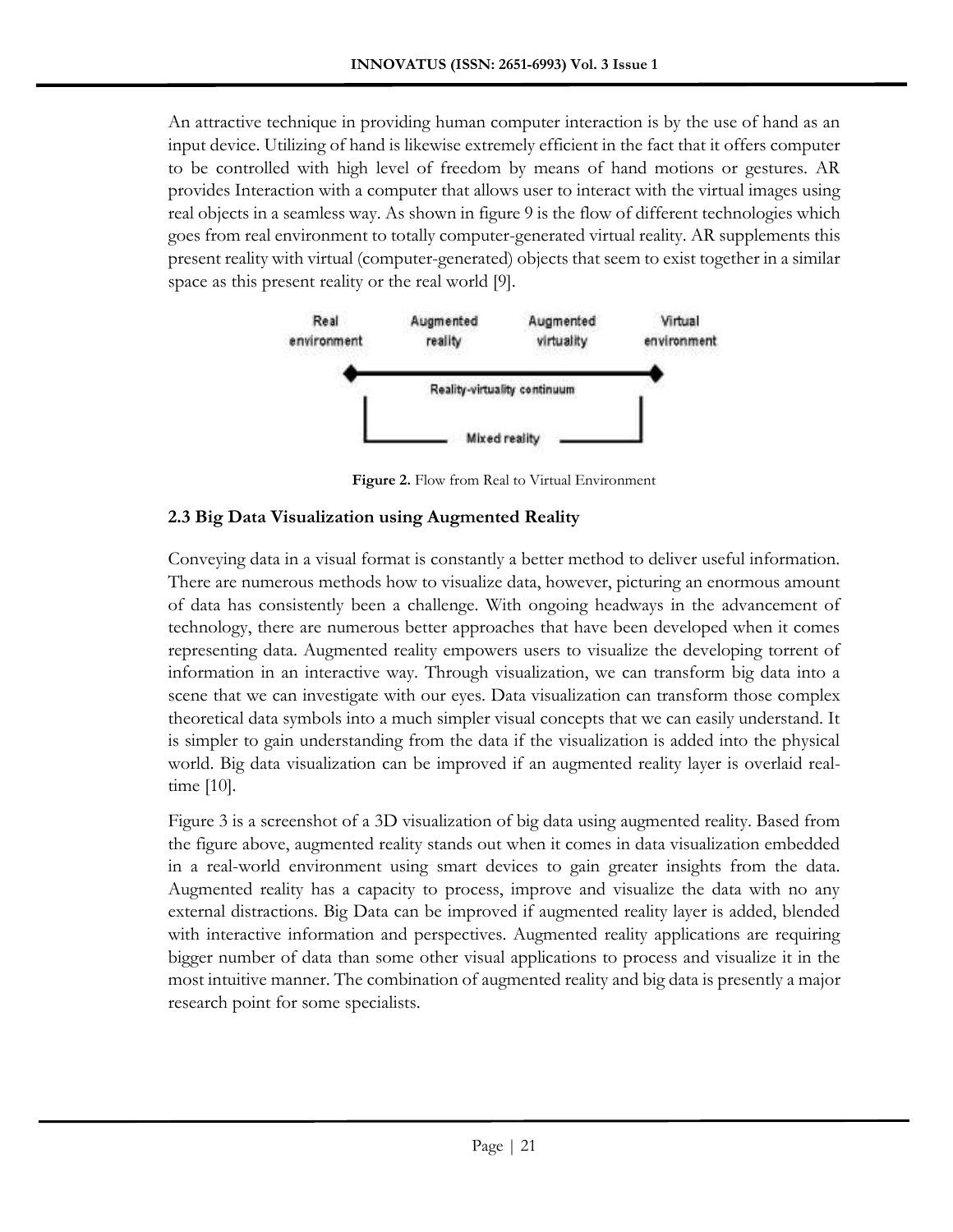An attractive technique in providing human computer interaction is by the use of hand as an input device. Utilizing of hand is likewise extremely efficient in the fact that it offers computer to be controlled with high level of freedom by means of hand motions or gestures. AR provides Interaction with a computer that allows user to interact with the virtual images using real objects in a seamless way. As shown in figure 9 is the flow of different technologies which goes from real environment to totally computer-generated virtual reality. AR supplements this present reality with virtual (computer-generated) objects that seem to exist together in a similar space as this present reality or the real world [9].

Real environment | Augmented reality | Augmented virtuality | Virtual environment

Reality-virtuality continuum

Mixed reality

**Figure 2.** Flow from Real to Virtual Environment

### 2.3 Big Data Visualization using Augmented Reality

Conveying data in a visual format is constantly a better method to deliver useful information. There are numerous methods how to visualize data, however, picturing an enormous amount of data has consistently been a challenge. With ongoing headways in the advancement of technology, there are numerous better approaches that have been developed when it comes representing data. Augmented reality empowers users to visualize the developing torrent of information in an interactive way. Through visualization, we can transform big data into a scene that we can investigate with our eyes. Data visualization can transform those complex theoretical data symbols into a much simpler visual concepts that we can easily understand. It is simpler to gain understanding from the data if the visualization is added into the physical world. Big data visualization can be improved if an augmented reality layer is overlaid real-time [10].

Figure 3 is a screenshot of a 3D visualization of big data using augmented reality. Based from the figure above, augmented reality stands out when it comes in data visualization embedded in a real-world environment using smart devices to gain greater insights from the data. Augmented reality has a capacity to process, improve and visualize the data with no any external distractions. Big Data can be improved if augmented reality layer is added, blended with interactive information and perspectives. Augmented reality applications are requiring bigger number of data than some other visual applications to process and visualize it in the most intuitive manner. The combination of augmented reality and big data is presently a major research point for some specialists.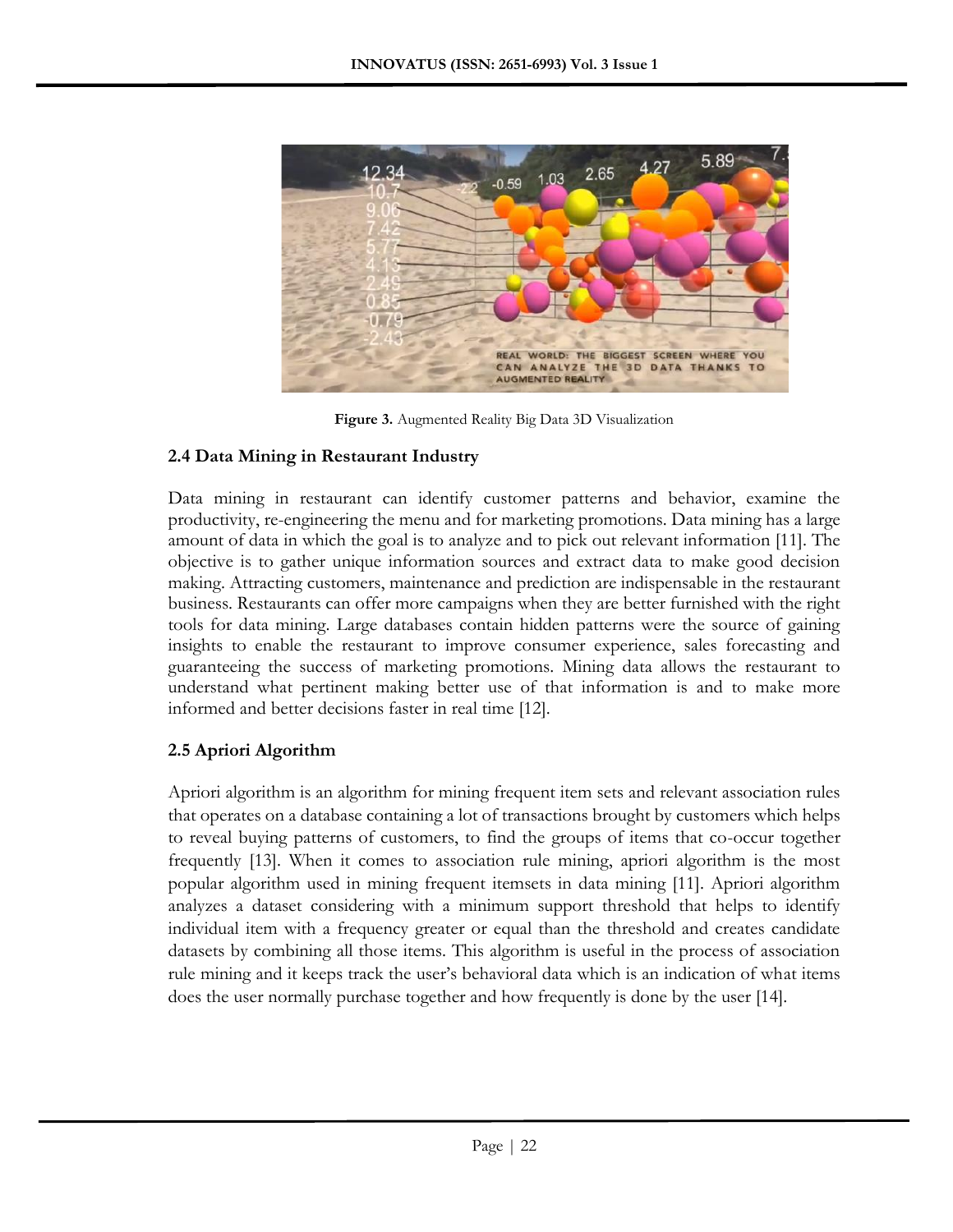Figure 3. Augmented Reality Big Data 3D Visualization

### 2.4 Data Mining in Restaurant Industry

Data mining in restaurant can identify customer patterns and behavior, examine the productivity, re-engineering the menu and for marketing promotions. Data mining has a large amount of data in which the goal is to analyze and to pick out relevant information [11]. The objective is to gather unique information sources and extract data to make good decision making. Attracting customers, maintenance and prediction are indispensable in the restaurant business. Restaurants can offer more campaigns when they are better furnished with the right tools for data mining. Large databases contain hidden patterns were the source of gaining insights to enable the restaurant to improve consumer experience, sales forecasting and guaranteeing the success of marketing promotions. Mining data allows the restaurant to understand what pertinent making better use of that information is and to make more informed and better decisions faster in real time [12].

### 2.5 Apriori Algorithm

Apriori algorithm is an algorithm for mining frequent item sets and relevant association rules that operates on a database containing a lot of transactions brought by customers which helps to reveal buying patterns of customers, to find the groups of items that co-occur together frequently [13]. When it comes to association rule mining, apriori algorithm is the most popular algorithm used in mining frequent itemsets in data mining [11]. Apriori algorithm analyzes a dataset considering with a minimum support threshold that helps to identify individual item with a frequency greater or equal than the threshold and creates candidate datasets by combining all those items. This algorithm is useful in the process of association rule mining and it keeps track the user's behavioral data which is an indication of what items does the user normally purchase together and how frequently is done by the user [14].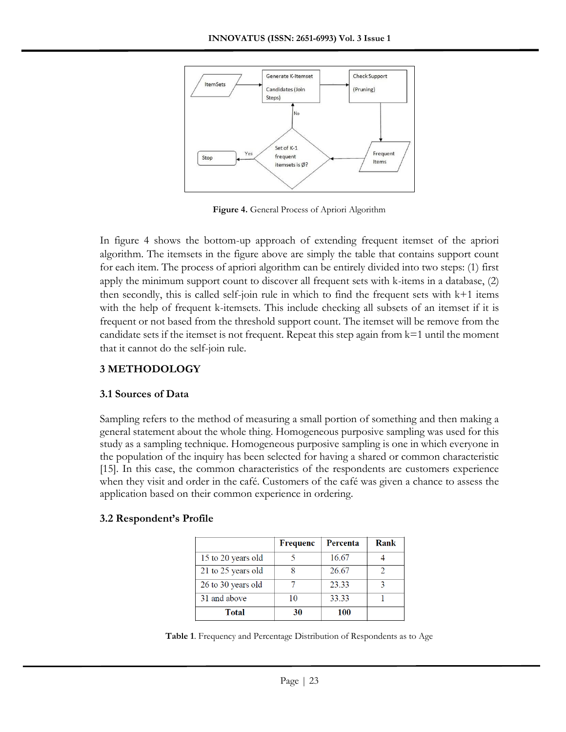**Figure 4.** General Process of Apriori Algorithm

In figure 4 shows the bottom-up approach of extending frequent itemset of the apriori algorithm. The itemsets in the figure above are simply the table that contains support count for each item. The process of apriori algorithm can be entirely divided into two steps: (1) first apply the minimum support count to discover all frequent sets with k-items in a database, (2) then secondly, this is called self-join rule in which to find the frequent sets with k+1 items with the help of frequent k-itemsets. This include checking all subsets of an itemset if it is frequent or not based from the threshold support count. The itemset will be remove from the candidate sets if the itemset is not frequent. Repeat this step again from k=1 until the moment that it cannot do the self-join rule.

## 3 METHODOLOGY

### 3.1 Sources of Data

Sampling refers to the method of measuring a small portion of something and then making a general statement about the whole thing. Homogeneous purposive sampling was used for this study as a sampling technique. Homogeneous purposive sampling is one in which everyone in the population of the inquiry has been selected for having a shared or common characteristic [15]. In this case, the common characteristics of the respondents are customers experience when they visit and order in the café. Customers of the café was given a chance to assess the application based on their common experience in ordering.

### 3.2 Respondent's Profile

| | Frequenc | Percenta | Rank |
|---|---|---|---|
| 15 to 20 years old | 5 | 16.67 | 4 |
| 21 to 25 years old | 8 | 26.67 | 2 |
| 26 to 30 years old | 7 | 23.33 | 3 |
| 31 and above | 10 | 33.33 | 1 |
| **Total** | **30** | **100** | |

**Table 1**. Frequency and Percentage Distribution of Respondents as to Age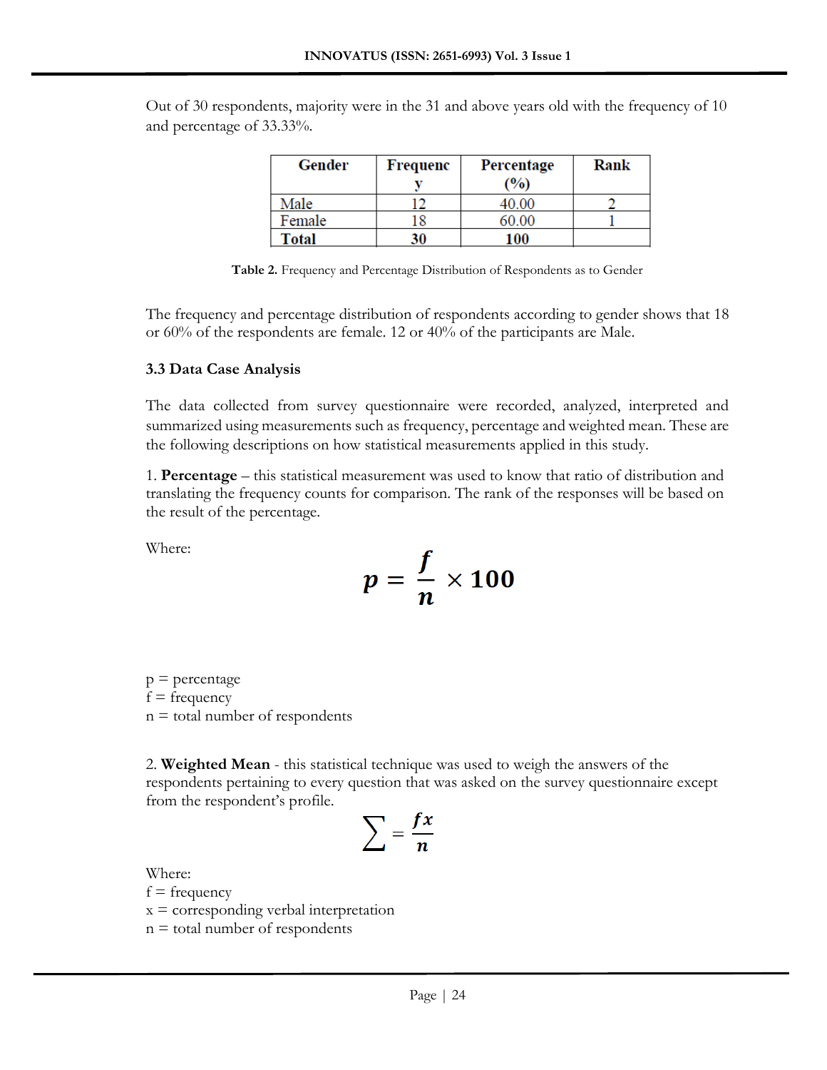Out of 30 respondents, majority were in the 31 and above years old with the frequency of 10 and percentage of 33.33%.

| Gender | Frequency | Percentage (%) | Rank |
|---|---|---|---|
| Male | 12 | 40.00 | 2 |
| Female | 18 | 60.00 | 1 |
| **Total** | **30** | **100** | |

**Table 2.** Frequency and Percentage Distribution of Respondents as to Gender

The frequency and percentage distribution of respondents according to gender shows that 18 or 60% of the respondents are female. 12 or 40% of the participants are Male.

### 3.3 Data Case Analysis

The data collected from survey questionnaire were recorded, analyzed, interpreted and summarized using measurements such as frequency, percentage and weighted mean. These are the following descriptions on how statistical measurements applied in this study.

1. **Percentage** – this statistical measurement was used to know that ratio of distribution and translating the frequency counts for comparison. The rank of the responses will be based on the result of the percentage.

Where:

$$p = \frac{f}{n} \times 100$$

p = percentage
f = frequency
n = total number of respondents

2. **Weighted Mean** - this statistical technique was used to weigh the answers of the respondents pertaining to every question that was asked on the survey questionnaire except from the respondent's profile.

$$\sum = \frac{fx}{n}$$

Where:
f = frequency
x = corresponding verbal interpretation
n = total number of respondents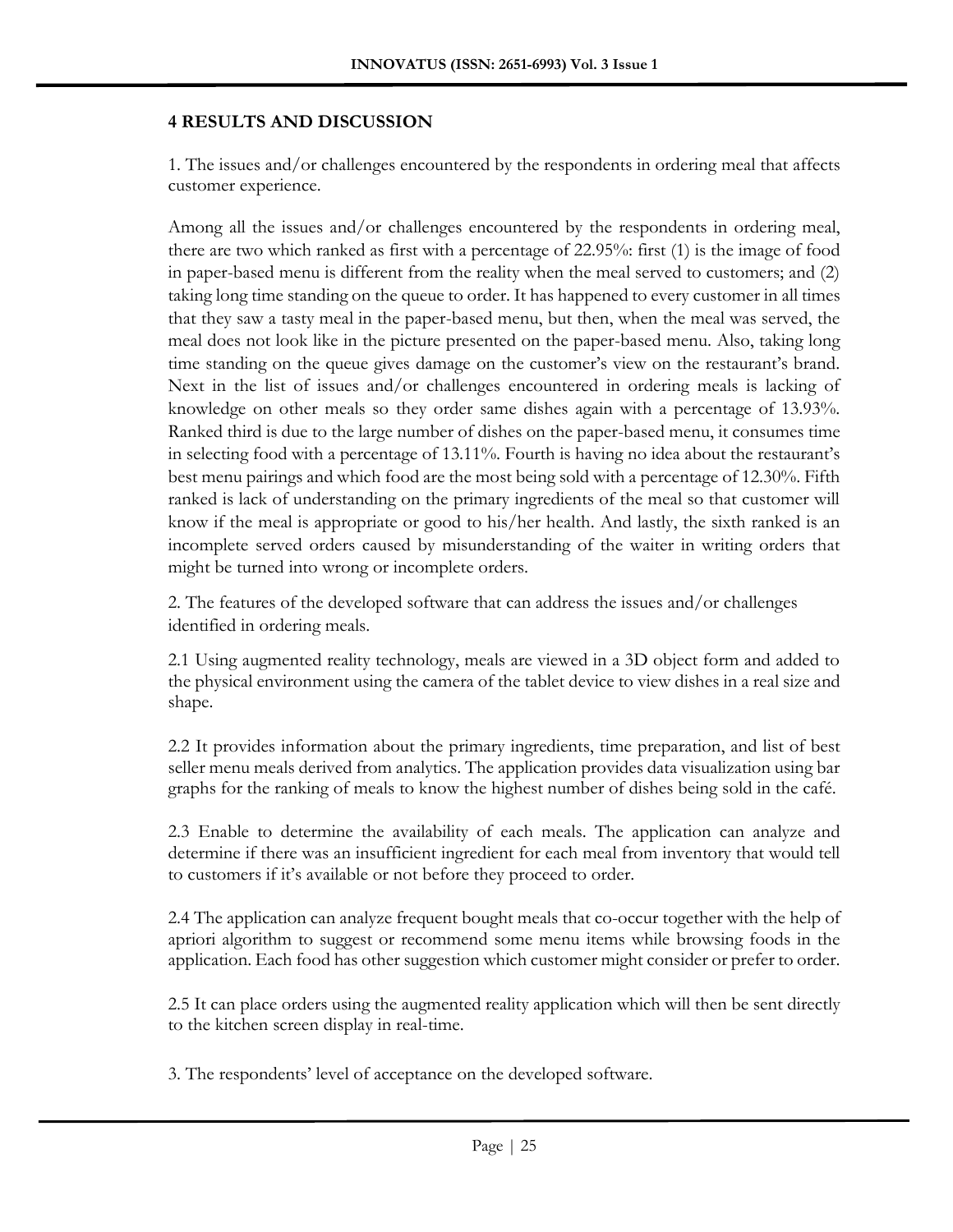## 4 RESULTS AND DISCUSSION

1. The issues and/or challenges encountered by the respondents in ordering meal that affects customer experience.

Among all the issues and/or challenges encountered by the respondents in ordering meal, there are two which ranked as first with a percentage of 22.95%: first (1) is the image of food in paper-based menu is different from the reality when the meal served to customers; and (2) taking long time standing on the queue to order. It has happened to every customer in all times that they saw a tasty meal in the paper-based menu, but then, when the meal was served, the meal does not look like in the picture presented on the paper-based menu. Also, taking long time standing on the queue gives damage on the customer's view on the restaurant's brand. Next in the list of issues and/or challenges encountered in ordering meals is lacking of knowledge on other meals so they order same dishes again with a percentage of 13.93%. Ranked third is due to the large number of dishes on the paper-based menu, it consumes time in selecting food with a percentage of 13.11%. Fourth is having no idea about the restaurant's best menu pairings and which food are the most being sold with a percentage of 12.30%. Fifth ranked is lack of understanding on the primary ingredients of the meal so that customer will know if the meal is appropriate or good to his/her health. And lastly, the sixth ranked is an incomplete served orders caused by misunderstanding of the waiter in writing orders that might be turned into wrong or incomplete orders.

2. The features of the developed software that can address the issues and/or challenges identified in ordering meals.

2.1 Using augmented reality technology, meals are viewed in a 3D object form and added to the physical environment using the camera of the tablet device to view dishes in a real size and shape.

2.2 It provides information about the primary ingredients, time preparation, and list of best seller menu meals derived from analytics. The application provides data visualization using bar graphs for the ranking of meals to know the highest number of dishes being sold in the café.

2.3 Enable to determine the availability of each meals. The application can analyze and determine if there was an insufficient ingredient for each meal from inventory that would tell to customers if it's available or not before they proceed to order.

2.4 The application can analyze frequent bought meals that co-occur together with the help of apriori algorithm to suggest or recommend some menu items while browsing foods in the application. Each food has other suggestion which customer might consider or prefer to order.

2.5 It can place orders using the augmented reality application which will then be sent directly to the kitchen screen display in real-time.

3. The respondents' level of acceptance on the developed software.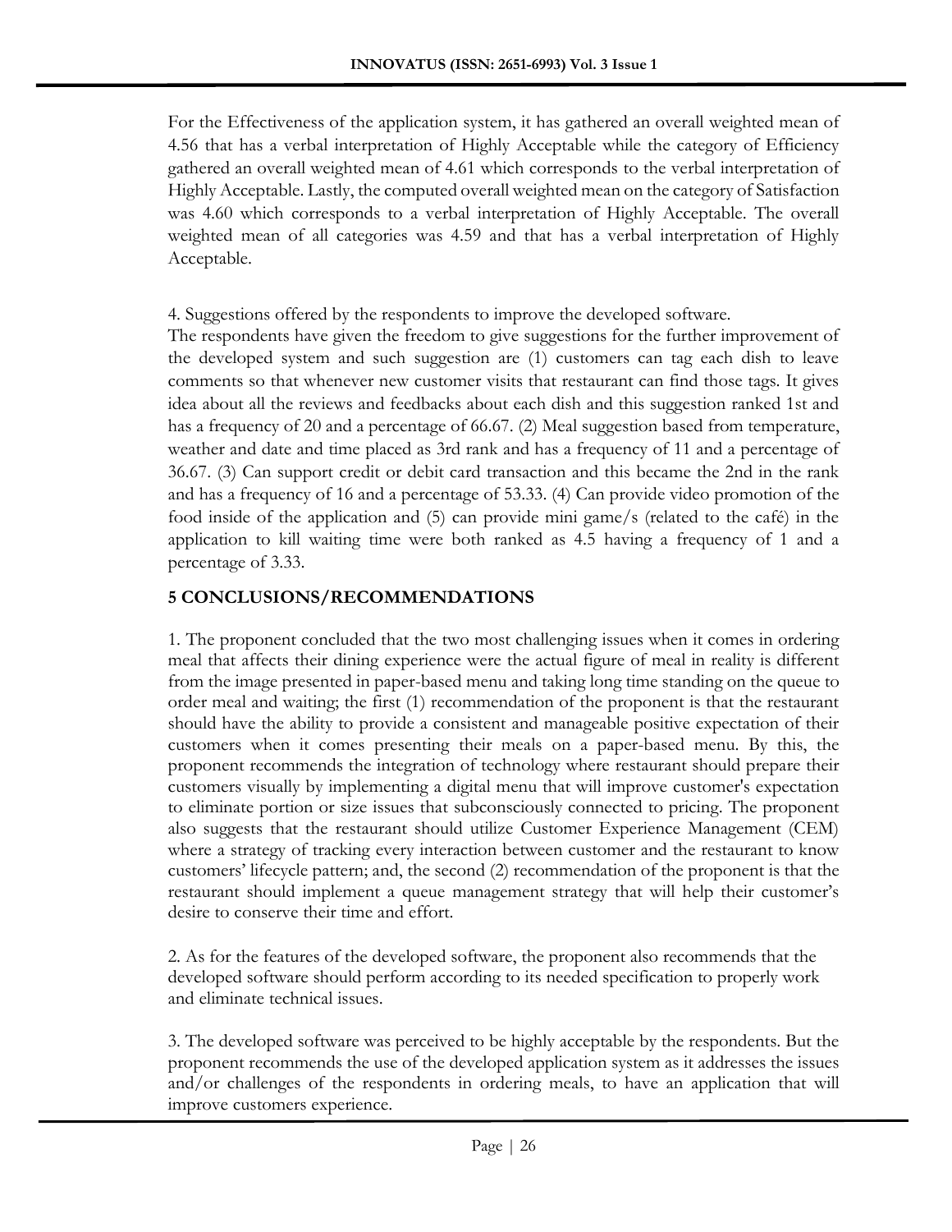For the Effectiveness of the application system, it has gathered an overall weighted mean of 4.56 that has a verbal interpretation of Highly Acceptable while the category of Efficiency gathered an overall weighted mean of 4.61 which corresponds to the verbal interpretation of Highly Acceptable. Lastly, the computed overall weighted mean on the category of Satisfaction was 4.60 which corresponds to a verbal interpretation of Highly Acceptable. The overall weighted mean of all categories was 4.59 and that has a verbal interpretation of Highly Acceptable.

4. Suggestions offered by the respondents to improve the developed software.
The respondents have given the freedom to give suggestions for the further improvement of the developed system and such suggestion are (1) customers can tag each dish to leave comments so that whenever new customer visits that restaurant can find those tags. It gives idea about all the reviews and feedbacks about each dish and this suggestion ranked 1st and has a frequency of 20 and a percentage of 66.67. (2) Meal suggestion based from temperature, weather and date and time placed as 3rd rank and has a frequency of 11 and a percentage of 36.67. (3) Can support credit or debit card transaction and this became the 2nd in the rank and has a frequency of 16 and a percentage of 53.33. (4) Can provide video promotion of the food inside of the application and (5) can provide mini game/s (related to the café) in the application to kill waiting time were both ranked as 4.5 having a frequency of 1 and a percentage of 3.33.

## 5 CONCLUSIONS/RECOMMENDATIONS

1. The proponent concluded that the two most challenging issues when it comes in ordering meal that affects their dining experience were the actual figure of meal in reality is different from the image presented in paper-based menu and taking long time standing on the queue to order meal and waiting; the first (1) recommendation of the proponent is that the restaurant should have the ability to provide a consistent and manageable positive expectation of their customers when it comes presenting their meals on a paper-based menu. By this, the proponent recommends the integration of technology where restaurant should prepare their customers visually by implementing a digital menu that will improve customer's expectation to eliminate portion or size issues that subconsciously connected to pricing. The proponent also suggests that the restaurant should utilize Customer Experience Management (CEM) where a strategy of tracking every interaction between customer and the restaurant to know customers' lifecycle pattern; and, the second (2) recommendation of the proponent is that the restaurant should implement a queue management strategy that will help their customer's desire to conserve their time and effort.

2. As for the features of the developed software, the proponent also recommends that the developed software should perform according to its needed specification to properly work and eliminate technical issues.

3. The developed software was perceived to be highly acceptable by the respondents. But the proponent recommends the use of the developed application system as it addresses the issues and/or challenges of the respondents in ordering meals, to have an application that will improve customers experience.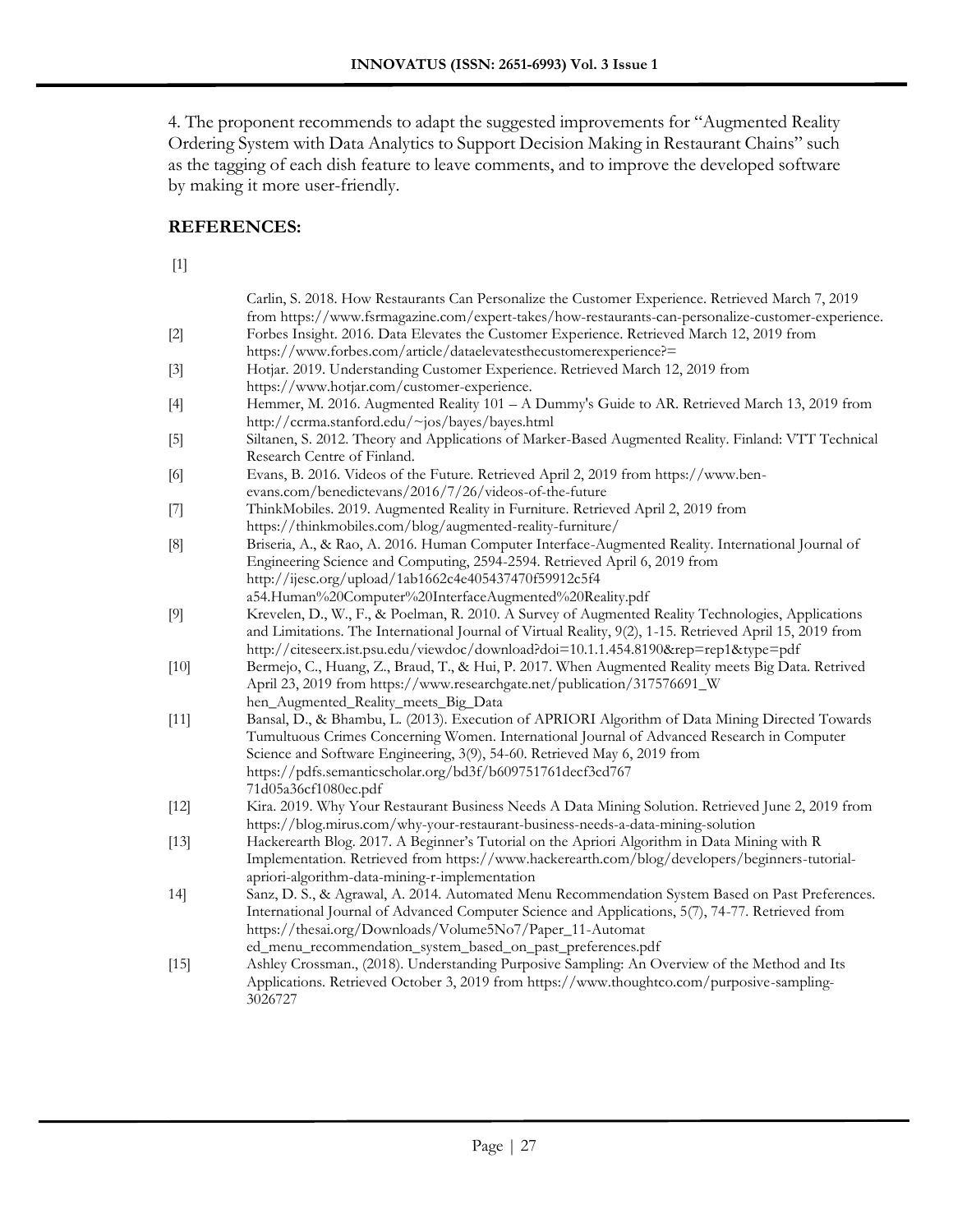4. The proponent recommends to adapt the suggested improvements for "Augmented Reality Ordering System with Data Analytics to Support Decision Making in Restaurant Chains" such as the tagging of each dish feature to leave comments, and to improve the developed software by making it more user-friendly.

## REFERENCES:

[1] Carlin, S. 2018. How Restaurants Can Personalize the Customer Experience. Retrieved March 7, 2019 from https://www.fsrmagazine.com/expert-takes/how-restaurants-can-personalize-customer-experience.

[2] Forbes Insight. 2016. Data Elevates the Customer Experience. Retrieved March 12, 2019 from https://www.forbes.com/article/dataelevatesthecustomerexperience?=

[3] Hotjar. 2019. Understanding Customer Experience. Retrieved March 12, 2019 from https://www.hotjar.com/customer-experience.

[4] Hemmer, M. 2016. Augmented Reality 101 – A Dummy's Guide to AR. Retrieved March 13, 2019 from http://ccrma.stanford.edu/~jos/bayes/bayes.html

[5] Siltanen, S. 2012. Theory and Applications of Marker-Based Augmented Reality. Finland: VTT Technical Research Centre of Finland.

[6] Evans, B. 2016. Videos of the Future. Retrieved April 2, 2019 from https://www.ben-evans.com/benedictevans/2016/7/26/videos-of-the-future

[7] ThinkMobiles. 2019. Augmented Reality in Furniture. Retrieved April 2, 2019 from https://thinkmobiles.com/blog/augmented-reality-furniture/

[8] Briseria, A., & Rao, A. 2016. Human Computer Interface-Augmented Reality. International Journal of Engineering Science and Computing, 2594-2594. Retrieved April 6, 2019 from http://ijesc.org/upload/1ab1662c4e405437470f59912c5f4a54.Human%20Computer%20InterfaceAugmented%20Reality.pdf

[9] Krevelen, D., W., F., & Poelman, R. 2010. A Survey of Augmented Reality Technologies, Applications and Limitations. The International Journal of Virtual Reality, 9(2), 1-15. Retrieved April 15, 2019 from http://citeseerx.ist.psu.edu/viewdoc/download?doi=10.1.1.454.8190&rep=rep1&type=pdf

[10] Bermejo, C., Huang, Z., Braud, T., & Hui, P. 2017. When Augmented Reality meets Big Data. Retrived April 23, 2019 from https://www.researchgate.net/publication/317576691_When_Augmented_Reality_meets_Big_Data

[11] Bansal, D., & Bhambu, L. (2013). Execution of APRIORI Algorithm of Data Mining Directed Towards Tumultuous Crimes Concerning Women. International Journal of Advanced Research in Computer Science and Software Engineering, 3(9), 54-60. Retrieved May 6, 2019 from https://pdfs.semanticscholar.org/bd3f/b609751761decf3cd76771d05a36cf1080ec.pdf

[12] Kira. 2019. Why Your Restaurant Business Needs A Data Mining Solution. Retrieved June 2, 2019 from https://blog.mirus.com/why-your-restaurant-business-needs-a-data-mining-solution

[13] Hackerearth Blog. 2017. A Beginner's Tutorial on the Apriori Algorithm in Data Mining with R Implementation. Retrieved from https://www.hackerearth.com/blog/developers/beginners-tutorial-apriori-algorithm-data-mining-r-implementation

14] Sanz, D. S., & Agrawal, A. 2014. Automated Menu Recommendation System Based on Past Preferences. International Journal of Advanced Computer Science and Applications, 5(7), 74-77. Retrieved from https://thesai.org/Downloads/Volume5No7/Paper_11-Automated_menu_recommendation_system_based_on_past_preferences.pdf

[15] Ashley Crossman., (2018). Understanding Purposive Sampling: An Overview of the Method and Its Applications. Retrieved October 3, 2019 from https://www.thoughtco.com/purposive-sampling-3026727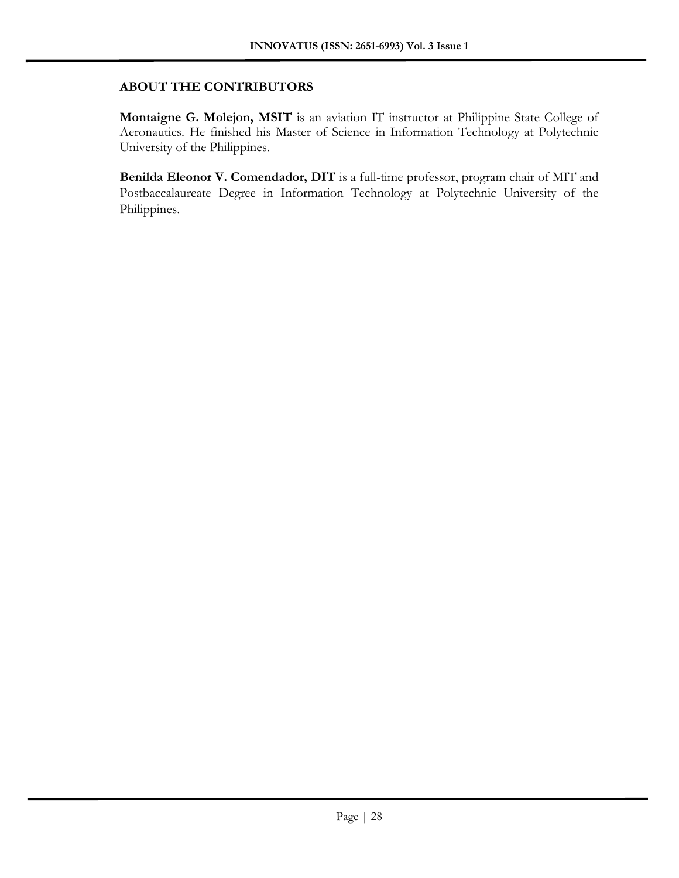## ABOUT THE CONTRIBUTORS

**Montaigne G. Molejon, MSIT** is an aviation IT instructor at Philippine State College of Aeronautics. He finished his Master of Science in Information Technology at Polytechnic University of the Philippines.

**Benilda Eleonor V. Comendador, DIT** is a full-time professor, program chair of MIT and Postbaccalaureate Degree in Information Technology at Polytechnic University of the Philippines.